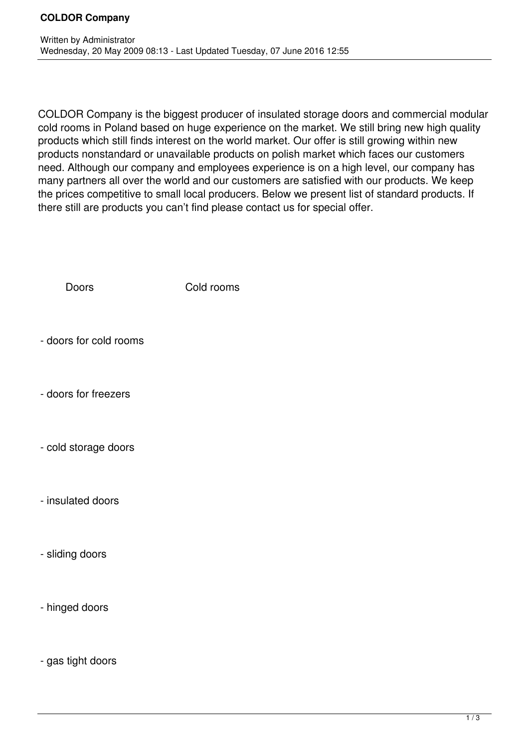# COLDOR Company

Written by Administrator
Wednesday, 20 May 2009 08:13 - Last Updated Tuesday, 07 June 2016 12:55

COLDOR Company is the biggest producer of insulated storage doors and commercial modular cold rooms in Poland based on huge experience on the market. We still bring new high quality products which still finds interest on the world market. Our offer is still growing within new products nonstandard or unavailable products on polish market which faces our customers need. Although our company and employees experience is on a high level, our company has many partners all over the world and our customers are satisfied with our products. We keep the prices competitive to small local producers. Below we present list of standard products. If there still are products you can't find please contact us for special offer.

Doors Cold rooms

- doors for cold rooms

- doors for freezers

- cold storage doors

- insulated doors

- sliding doors

- hinged doors

- gas tight doors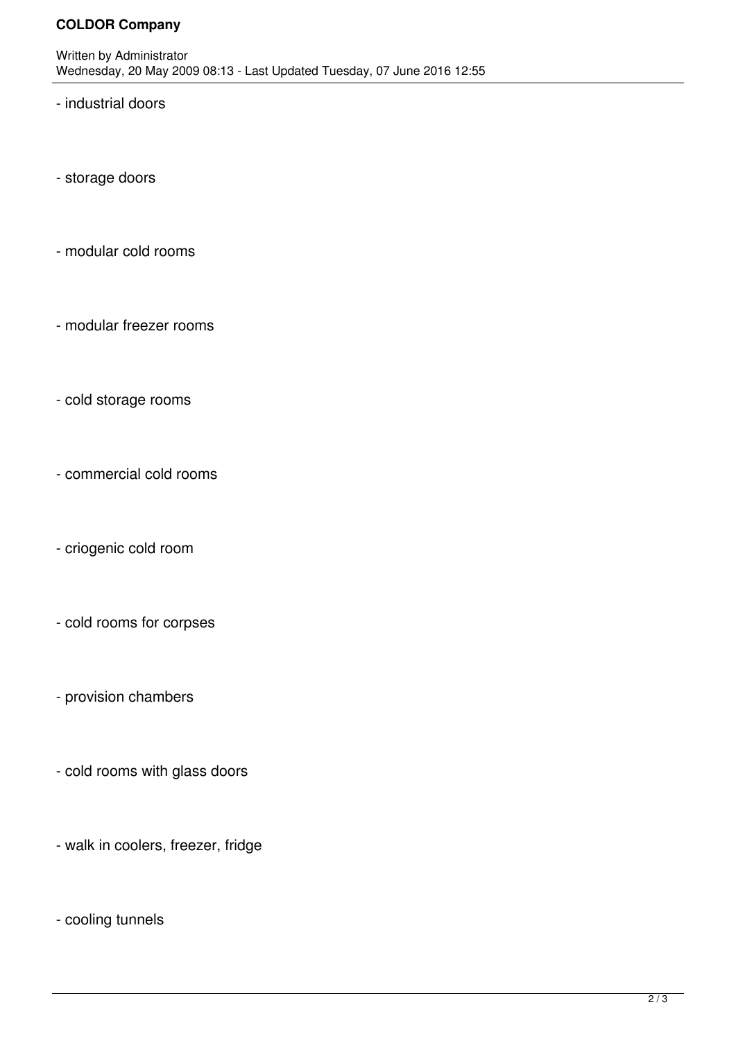- industrial doors

- storage doors

- modular cold rooms

- modular freezer rooms

- cold storage rooms

- commercial cold rooms

- criogenic cold room

- cold rooms for corpses

- provision chambers

- cold rooms with glass doors

- walk in coolers, freezer, fridge

- cooling tunnels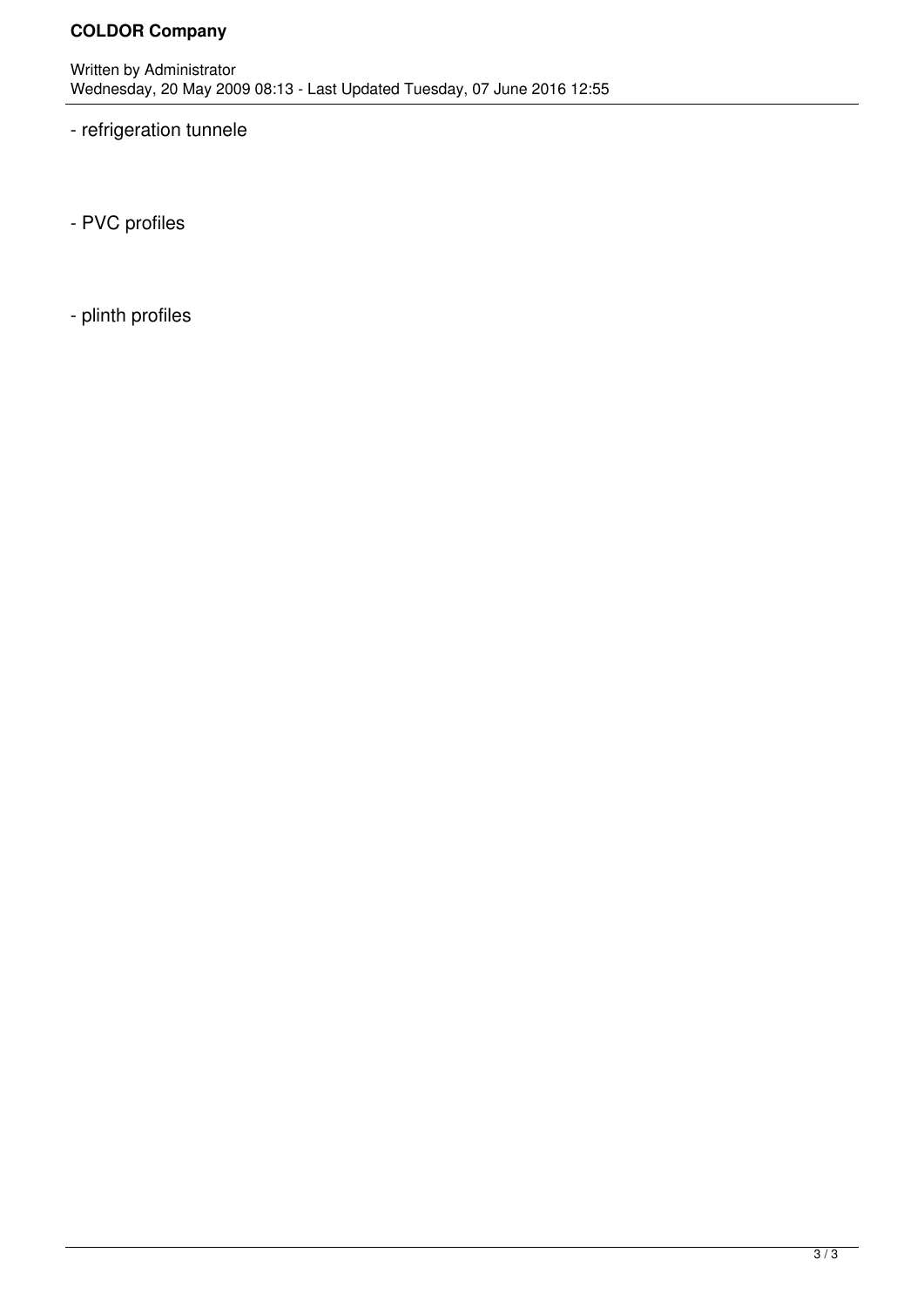- refrigeration tunnele

- PVC profiles

- plinth profiles